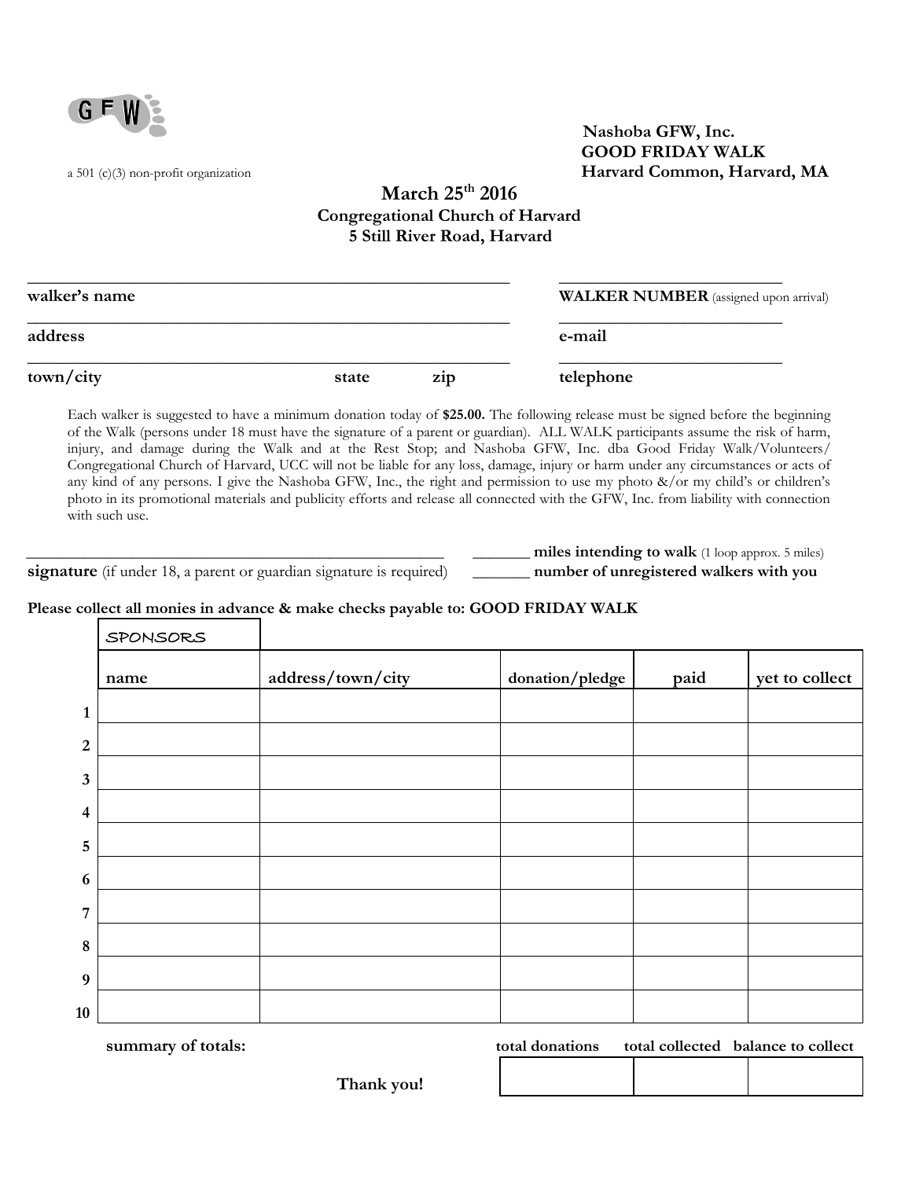GFW

a 501 (c)(3) non-profit organization

**Nashoba GFW, Inc.**
**GOOD FRIDAY WALK**
**Harvard Common, Harvard, MA**

**March 25th 2016**
**Congregational Church of Harvard**
**5 Still River Road, Harvard**

_______________________________________________ &nbsp;&nbsp; ______________________
**walker's name** &nbsp;&nbsp; **WALKER NUMBER** (assigned upon arrival)

_______________________________________________ &nbsp;&nbsp; ______________________
**address** &nbsp;&nbsp; **e-mail**

_______________________________________________ &nbsp;&nbsp; ______________________
**town/city** &nbsp;&nbsp; **state** &nbsp;&nbsp; **zip** &nbsp;&nbsp; **telephone**

Each walker is suggested to have a minimum donation today of **$25.00.** The following release must be signed before the beginning of the Walk (persons under 18 must have the signature of a parent or guardian). ALL WALK participants assume the risk of harm, injury, and damage during the Walk and at the Rest Stop; and Nashoba GFW, Inc. dba Good Friday Walk/Volunteers/ Congregational Church of Harvard, UCC will not be liable for any loss, damage, injury or harm under any circumstances or acts of any kind of any persons. I give the Nashoba GFW, Inc., the right and permission to use my photo &/or my child's or children's photo in its promotional materials and publicity efforts and release all connected with the GFW, Inc. from liability with connection with such use.

_______________________________________________ &nbsp;&nbsp; _______ **miles intending to walk** (1 loop approx. 5 miles)
**signature** (if under 18, a parent or guardian signature is required) &nbsp;&nbsp; _______ **number of unregistered walkers with you**

**Please collect all monies in advance & make checks payable to: GOOD FRIDAY WALK**

| | SPONSORS | | | | |
|---|---|---|---|---|---|
| | **name** | **address/town/city** | **donation/pledge** | **paid** | **yet to collect** |
| **1** | | | | | |
| **2** | | | | | |
| **3** | | | | | |
| **4** | | | | | |
| **5** | | | | | |
| **6** | | | | | |
| **7** | | | | | |
| **8** | | | | | |
| **9** | | | | | |
| **10** | | | | | |

| **summary of totals:** | **total donations** | **total collected** | **balance to collect** |
|---|---|---|---|
| | | | |

**Thank you!**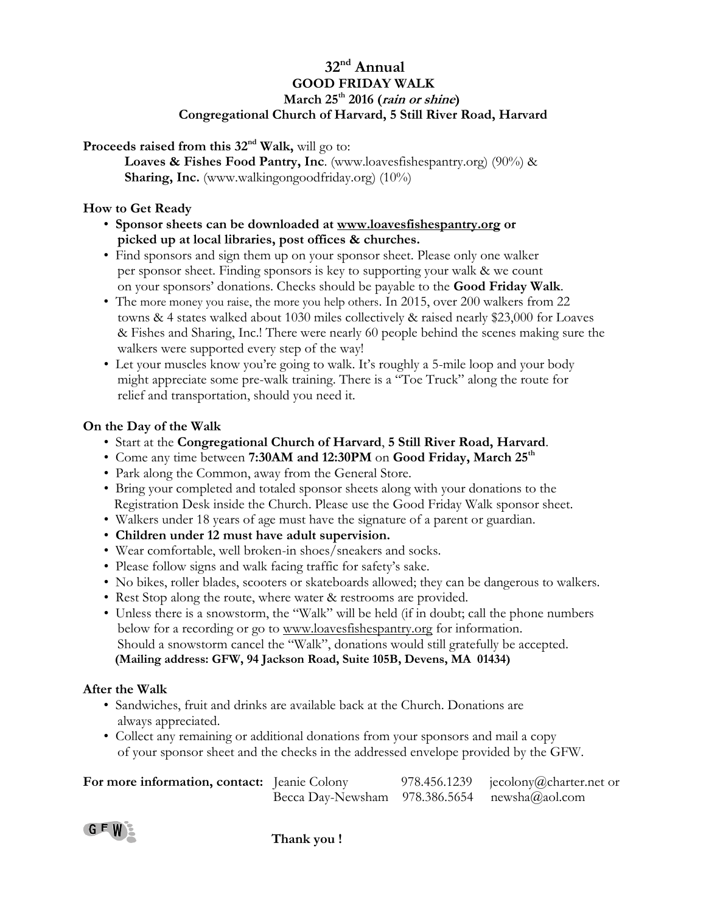# 32nd Annual
## GOOD FRIDAY WALK
### March 25th 2016 (*rain or shine*)
### Congregational Church of Harvard, 5 Still River Road, Harvard

**Proceeds raised from this 32nd Walk,** will go to:

**Loaves & Fishes Food Pantry, Inc**. (www.loavesfishespantry.org) (90%) &
**Sharing, Inc.** (www.walkingongoodfriday.org) (10%)

**How to Get Ready**

- **Sponsor sheets can be downloaded at www.loavesfishespantry.org or picked up at local libraries, post offices & churches.**
- Find sponsors and sign them up on your sponsor sheet. Please only one walker per sponsor sheet. Finding sponsors is key to supporting your walk & we count on your sponsors' donations. Checks should be payable to the **Good Friday Walk**.
- The more money you raise, the more you help others. In 2015, over 200 walkers from 22 towns & 4 states walked about 1030 miles collectively & raised nearly $23,000 for Loaves & Fishes and Sharing, Inc.! There were nearly 60 people behind the scenes making sure the walkers were supported every step of the way!
- Let your muscles know you're going to walk. It's roughly a 5-mile loop and your body might appreciate some pre-walk training. There is a "Toe Truck" along the route for relief and transportation, should you need it.

**On the Day of the Walk**

- Start at the **Congregational Church of Harvard**, **5 Still River Road, Harvard**.
- Come any time between **7:30AM and 12:30PM** on **Good Friday, March 25th**
- Park along the Common, away from the General Store.
- Bring your completed and totaled sponsor sheets along with your donations to the Registration Desk inside the Church. Please use the Good Friday Walk sponsor sheet.
- Walkers under 18 years of age must have the signature of a parent or guardian.
- **Children under 12 must have adult supervision.**
- Wear comfortable, well broken-in shoes/sneakers and socks.
- Please follow signs and walk facing traffic for safety's sake.
- No bikes, roller blades, scooters or skateboards allowed; they can be dangerous to walkers.
- Rest Stop along the route, where water & restrooms are provided.
- Unless there is a snowstorm, the "Walk" will be held (if in doubt; call the phone numbers below for a recording or go to www.loavesfishespantry.org for information. Should a snowstorm cancel the "Walk", donations would still gratefully be accepted. **(Mailing address: GFW, 94 Jackson Road, Suite 105B, Devens, MA 01434)**

**After the Walk**

- Sandwiches, fruit and drinks are available back at the Church. Donations are always appreciated.
- Collect any remaining or additional donations from your sponsors and mail a copy of your sponsor sheet and the checks in the addressed envelope provided by the GFW.

**For more information, contact:** Jeanie Colony 978.456.1239 jecolony@charter.net or
Becca Day-Newsham 978.386.5654 newsha@aol.com

GFW

**Thank you !**